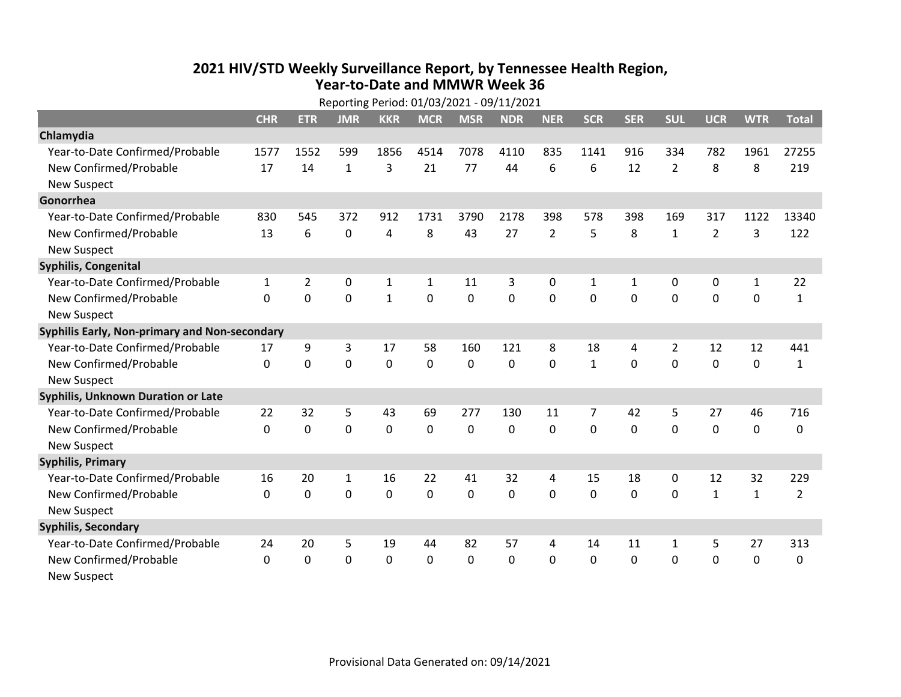# 2021 HIV/STD Weekly Surveillance Report, by Tennessee Health Region, Year-to-Date and MMWR Week 36

Reporting Period: 01/03/2021 - 09/11/2021

| | CHR | ETR | JMR | KKR | MCR | MSR | NDR | NER | SCR | SER | SUL | UCR | WTR | Total |
|---|---|---|---|---|---|---|---|---|---|---|---|---|---|---|
| **Chlamydia** | | | | | | | | | | | | | | |
| Year-to-Date Confirmed/Probable | 1577 | 1552 | 599 | 1856 | 4514 | 7078 | 4110 | 835 | 1141 | 916 | 334 | 782 | 1961 | 27255 |
| New Confirmed/Probable | 17 | 14 | 1 | 3 | 21 | 77 | 44 | 6 | 6 | 12 | 2 | 8 | 8 | 219 |
| New Suspect | | | | | | | | | | | | | | |
| **Gonorrhea** | | | | | | | | | | | | | | |
| Year-to-Date Confirmed/Probable | 830 | 545 | 372 | 912 | 1731 | 3790 | 2178 | 398 | 578 | 398 | 169 | 317 | 1122 | 13340 |
| New Confirmed/Probable | 13 | 6 | 0 | 4 | 8 | 43 | 27 | 2 | 5 | 8 | 1 | 2 | 3 | 122 |
| New Suspect | | | | | | | | | | | | | | |
| **Syphilis, Congenital** | | | | | | | | | | | | | | |
| Year-to-Date Confirmed/Probable | 1 | 2 | 0 | 1 | 1 | 11 | 3 | 0 | 1 | 1 | 0 | 0 | 1 | 22 |
| New Confirmed/Probable | 0 | 0 | 0 | 1 | 0 | 0 | 0 | 0 | 0 | 0 | 0 | 0 | 0 | 1 |
| New Suspect | | | | | | | | | | | | | | |
| **Syphilis Early, Non-primary and Non-secondary** | | | | | | | | | | | | | | |
| Year-to-Date Confirmed/Probable | 17 | 9 | 3 | 17 | 58 | 160 | 121 | 8 | 18 | 4 | 2 | 12 | 12 | 441 |
| New Confirmed/Probable | 0 | 0 | 0 | 0 | 0 | 0 | 0 | 0 | 1 | 0 | 0 | 0 | 0 | 1 |
| New Suspect | | | | | | | | | | | | | | |
| **Syphilis, Unknown Duration or Late** | | | | | | | | | | | | | | |
| Year-to-Date Confirmed/Probable | 22 | 32 | 5 | 43 | 69 | 277 | 130 | 11 | 7 | 42 | 5 | 27 | 46 | 716 |
| New Confirmed/Probable | 0 | 0 | 0 | 0 | 0 | 0 | 0 | 0 | 0 | 0 | 0 | 0 | 0 | 0 |
| New Suspect | | | | | | | | | | | | | | |
| **Syphilis, Primary** | | | | | | | | | | | | | | |
| Year-to-Date Confirmed/Probable | 16 | 20 | 1 | 16 | 22 | 41 | 32 | 4 | 15 | 18 | 0 | 12 | 32 | 229 |
| New Confirmed/Probable | 0 | 0 | 0 | 0 | 0 | 0 | 0 | 0 | 0 | 0 | 0 | 1 | 1 | 2 |
| New Suspect | | | | | | | | | | | | | | |
| **Syphilis, Secondary** | | | | | | | | | | | | | | |
| Year-to-Date Confirmed/Probable | 24 | 20 | 5 | 19 | 44 | 82 | 57 | 4 | 14 | 11 | 1 | 5 | 27 | 313 |
| New Confirmed/Probable | 0 | 0 | 0 | 0 | 0 | 0 | 0 | 0 | 0 | 0 | 0 | 0 | 0 | 0 |
| New Suspect | | | | | | | | | | | | | | |

Provisional Data Generated on: 09/14/2021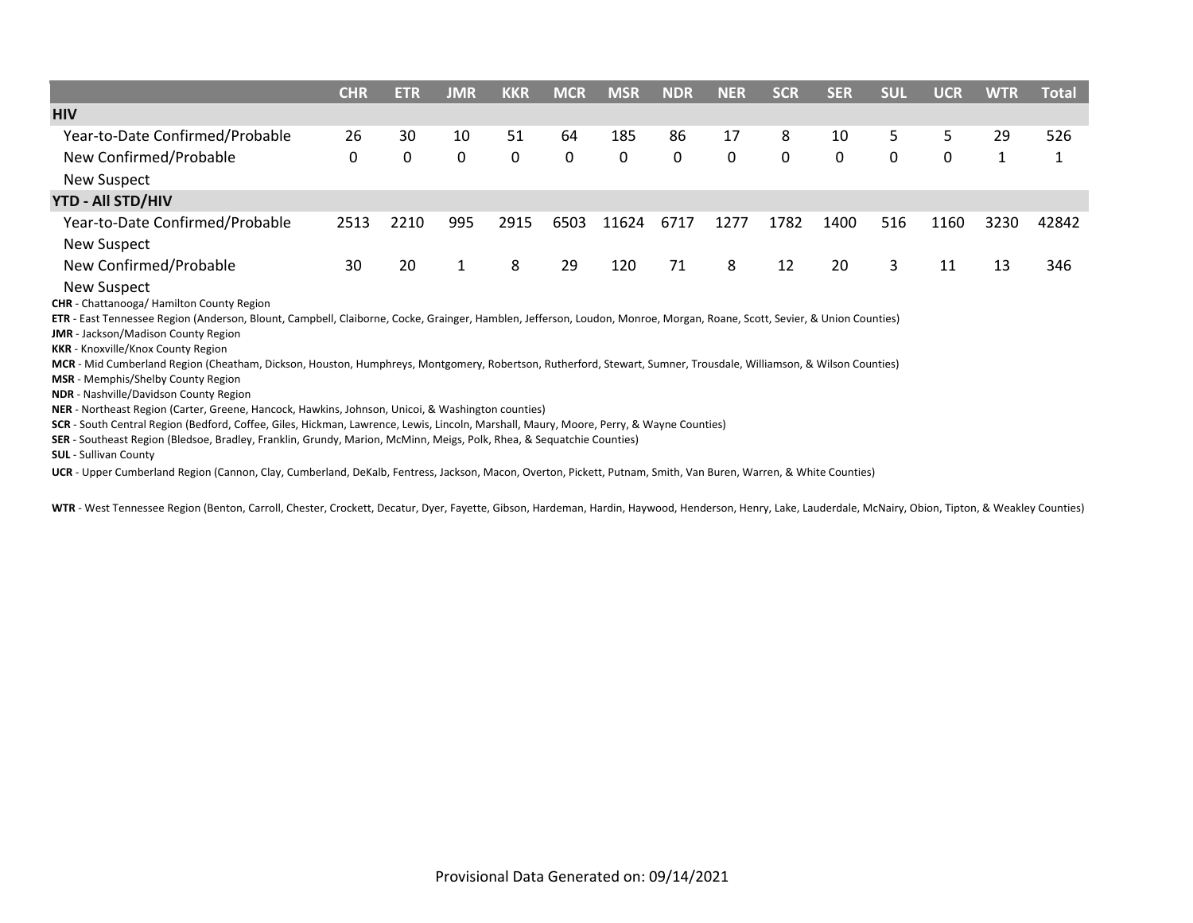| | CHR | ETR | JMR | KKR | MCR | MSR | NDR | NER | SCR | SER | SUL | UCR | WTR | Total |
|---|---|---|---|---|---|---|---|---|---|---|---|---|---|---|
| **HIV** | | | | | | | | | | | | | | |
| Year-to-Date Confirmed/Probable | 26 | 30 | 10 | 51 | 64 | 185 | 86 | 17 | 8 | 10 | 5 | 5 | 29 | 526 |
| New Confirmed/Probable | 0 | 0 | 0 | 0 | 0 | 0 | 0 | 0 | 0 | 0 | 0 | 0 | 1 | 1 |
| New Suspect | | | | | | | | | | | | | | |
| **YTD - All STD/HIV** | | | | | | | | | | | | | | |
| Year-to-Date Confirmed/Probable | 2513 | 2210 | 995 | 2915 | 6503 | 11624 | 6717 | 1277 | 1782 | 1400 | 516 | 1160 | 3230 | 42842 |
| New Suspect | | | | | | | | | | | | | | |
| New Confirmed/Probable | 30 | 20 | 1 | 8 | 29 | 120 | 71 | 8 | 12 | 20 | 3 | 11 | 13 | 346 |
| New Suspect | | | | | | | | | | | | | | |

**CHR** - Chattanooga/ Hamilton County Region

**ETR** - East Tennessee Region (Anderson, Blount, Campbell, Claiborne, Cocke, Grainger, Hamblen, Jefferson, Loudon, Monroe, Morgan, Roane, Scott, Sevier, & Union Counties)

**JMR** - Jackson/Madison County Region

**KKR** - Knoxville/Knox County Region

**MCR** - Mid Cumberland Region (Cheatham, Dickson, Houston, Humphreys, Montgomery, Robertson, Rutherford, Stewart, Sumner, Trousdale, Williamson, & Wilson Counties)

**MSR** - Memphis/Shelby County Region

**NDR** - Nashville/Davidson County Region

**NER** - Northeast Region (Carter, Greene, Hancock, Hawkins, Johnson, Unicoi, & Washington counties)

**SCR** - South Central Region (Bedford, Coffee, Giles, Hickman, Lawrence, Lewis, Lincoln, Marshall, Maury, Moore, Perry, & Wayne Counties)

**SER** - Southeast Region (Bledsoe, Bradley, Franklin, Grundy, Marion, McMinn, Meigs, Polk, Rhea, & Sequatchie Counties)

**SUL** - Sullivan County

**UCR** - Upper Cumberland Region (Cannon, Clay, Cumberland, DeKalb, Fentress, Jackson, Macon, Overton, Pickett, Putnam, Smith, Van Buren, Warren, & White Counties)

**WTR** - West Tennessee Region (Benton, Carroll, Chester, Crockett, Decatur, Dyer, Fayette, Gibson, Hardeman, Hardin, Haywood, Henderson, Henry, Lake, Lauderdale, McNairy, Obion, Tipton, & Weakley Counties)

Provisional Data Generated on: 09/14/2021